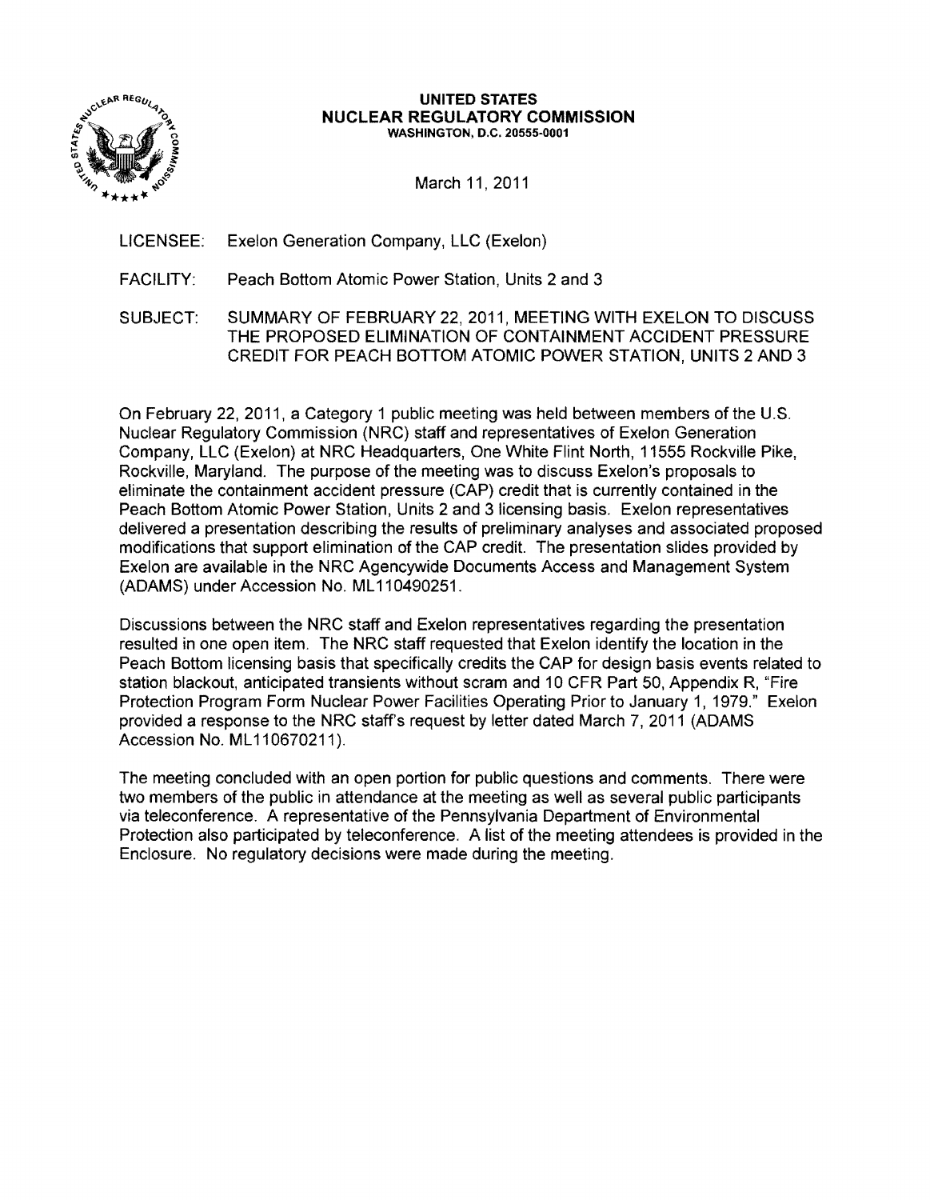**UNITED STATES**
**NUCLEAR REGULATORY COMMISSION**
**WASHINGTON, D.C. 20555-0001**

March 11, 2011

LICENSEE: Exelon Generation Company, LLC (Exelon)

FACILITY: Peach Bottom Atomic Power Station, Units 2 and 3

SUBJECT: SUMMARY OF FEBRUARY 22, 2011, MEETING WITH EXELON TO DISCUSS THE PROPOSED ELIMINATION OF CONTAINMENT ACCIDENT PRESSURE CREDIT FOR PEACH BOTTOM ATOMIC POWER STATION, UNITS 2 AND 3

On February 22, 2011, a Category 1 public meeting was held between members of the U.S. Nuclear Regulatory Commission (NRC) staff and representatives of Exelon Generation Company, LLC (Exelon) at NRC Headquarters, One White Flint North, 11555 Rockville Pike, Rockville, Maryland. The purpose of the meeting was to discuss Exelon's proposals to eliminate the containment accident pressure (CAP) credit that is currently contained in the Peach Bottom Atomic Power Station, Units 2 and 3 licensing basis. Exelon representatives delivered a presentation describing the results of preliminary analyses and associated proposed modifications that support elimination of the CAP credit. The presentation slides provided by Exelon are available in the NRC Agencywide Documents Access and Management System (ADAMS) under Accession No. ML110490251.

Discussions between the NRC staff and Exelon representatives regarding the presentation resulted in one open item. The NRC staff requested that Exelon identify the location in the Peach Bottom licensing basis that specifically credits the CAP for design basis events related to station blackout, anticipated transients without scram and 10 CFR Part 50, Appendix R, "Fire Protection Program Form Nuclear Power Facilities Operating Prior to January 1, 1979." Exelon provided a response to the NRC staff's request by letter dated March 7, 2011 (ADAMS Accession No. ML110670211).

The meeting concluded with an open portion for public questions and comments. There were two members of the public in attendance at the meeting as well as several public participants via teleconference. A representative of the Pennsylvania Department of Environmental Protection also participated by teleconference. A list of the meeting attendees is provided in the Enclosure. No regulatory decisions were made during the meeting.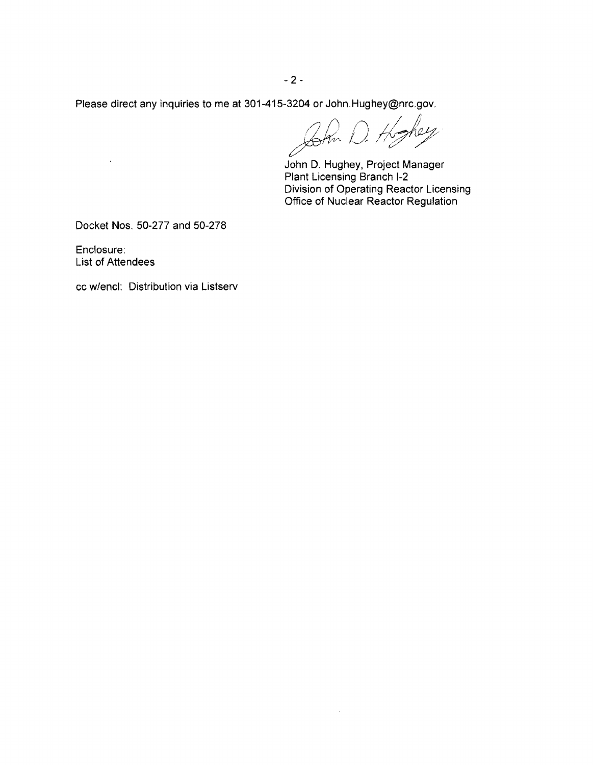Please direct any inquiries to me at 301-415-3204 or John.Hughey@nrc.gov.

John D. Hughey, Project Manager
Plant Licensing Branch I-2
Division of Operating Reactor Licensing
Office of Nuclear Reactor Regulation

Docket Nos. 50-277 and 50-278

Enclosure:
List of Attendees

cc w/encl: Distribution via Listserv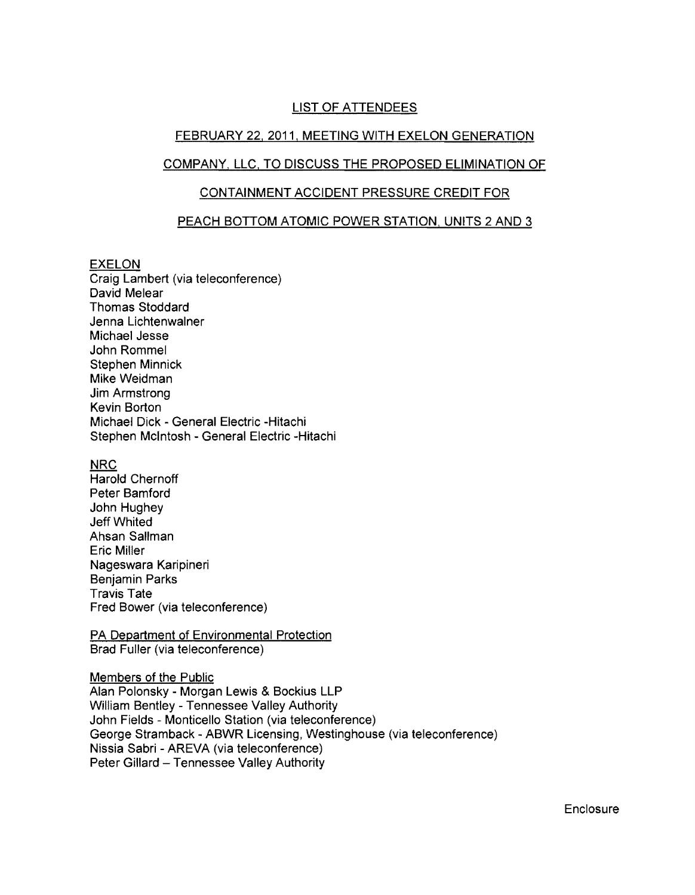# LIST OF ATTENDEES

## FEBRUARY 22, 2011, MEETING WITH EXELON GENERATION COMPANY, LLC, TO DISCUSS THE PROPOSED ELIMINATION OF CONTAINMENT ACCIDENT PRESSURE CREDIT FOR PEACH BOTTOM ATOMIC POWER STATION, UNITS 2 AND 3

### EXELON

Craig Lambert (via teleconference)
David Melear
Thomas Stoddard
Jenna Lichtenwalner
Michael Jesse
John Rommel
Stephen Minnick
Mike Weidman
Jim Armstrong
Kevin Borton
Michael Dick - General Electric -Hitachi
Stephen McIntosh - General Electric -Hitachi

### NRC

Harold Chernoff
Peter Bamford
John Hughey
Jeff Whited
Ahsan Sallman
Eric Miller
Nageswara Karipineri
Benjamin Parks
Travis Tate
Fred Bower (via teleconference)

### PA Department of Environmental Protection

Brad Fuller (via teleconference)

### Members of the Public

Alan Polonsky - Morgan Lewis & Bockius LLP
William Bentley - Tennessee Valley Authority
John Fields - Monticello Station (via teleconference)
George Stramback - ABWR Licensing, Westinghouse (via teleconference)
Nissia Sabri - AREVA (via teleconference)
Peter Gillard – Tennessee Valley Authority

Enclosure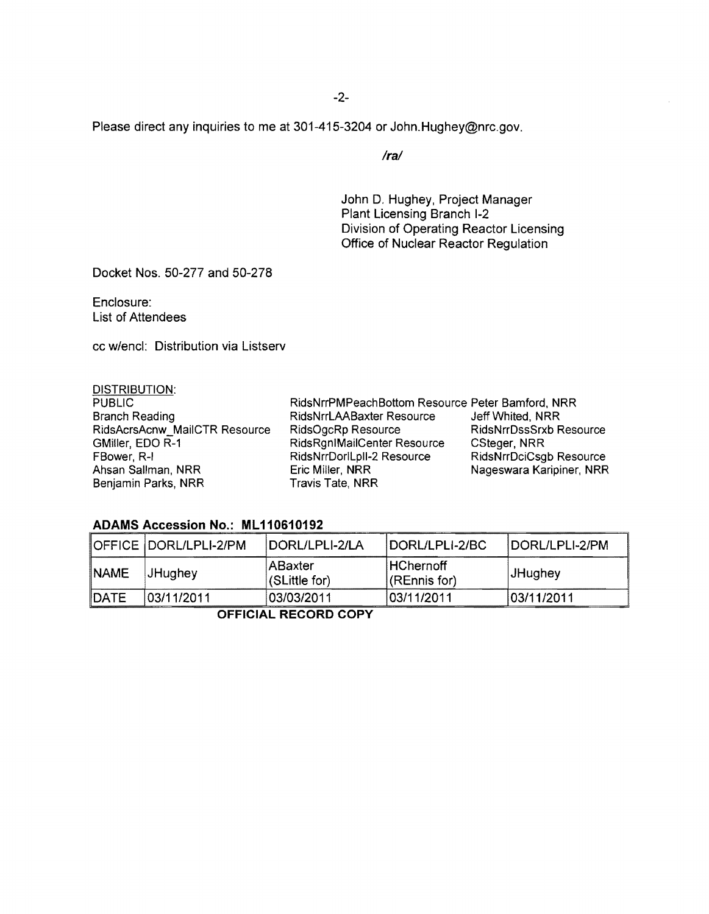Please direct any inquiries to me at 301-415-3204 or John.Hughey@nrc.gov.

*/ra/*

John D. Hughey, Project Manager
Plant Licensing Branch I-2
Division of Operating Reactor Licensing
Office of Nuclear Reactor Regulation

Docket Nos. 50-277 and 50-278

Enclosure:
List of Attendees

cc w/encl: Distribution via Listserv

DISTRIBUTION:

PUBLIC
Branch Reading
RidsAcrsAcnw_MailCTR Resource
GMiller, EDO R-1
FBower, R-I
Ahsan Sallman, NRR
Benjamin Parks, NRR
RidsNrrPMPeachBottom Resource
RidsNrrLAABaxter Resource
RidsOgcRp Resource
RidsRgnlMailCenter Resource
RidsNrrDorlLpll-2 Resource
Eric Miller, NRR
Travis Tate, NRR
Peter Bamford, NRR
Jeff Whited, NRR
RidsNrrDssSrxb Resource
CSteger, NRR
RidsNrrDciCsgb Resource
Nageswara Karipiner, NRR

**ADAMS Accession No.: ML110610192**

| OFFICE | DORL/LPLI-2/PM | DORL/LPLI-2/LA | DORL/LPLI-2/BC | DORL/LPLI-2/PM |
|---|---|---|---|---|
| NAME | JHughey | ABaxter (SLittle for) | HChernoff (REnnis for) | JHughey |
| DATE | 03/11/2011 | 03/03/2011 | 03/11/2011 | 03/11/2011 |

**OFFICIAL RECORD COPY**